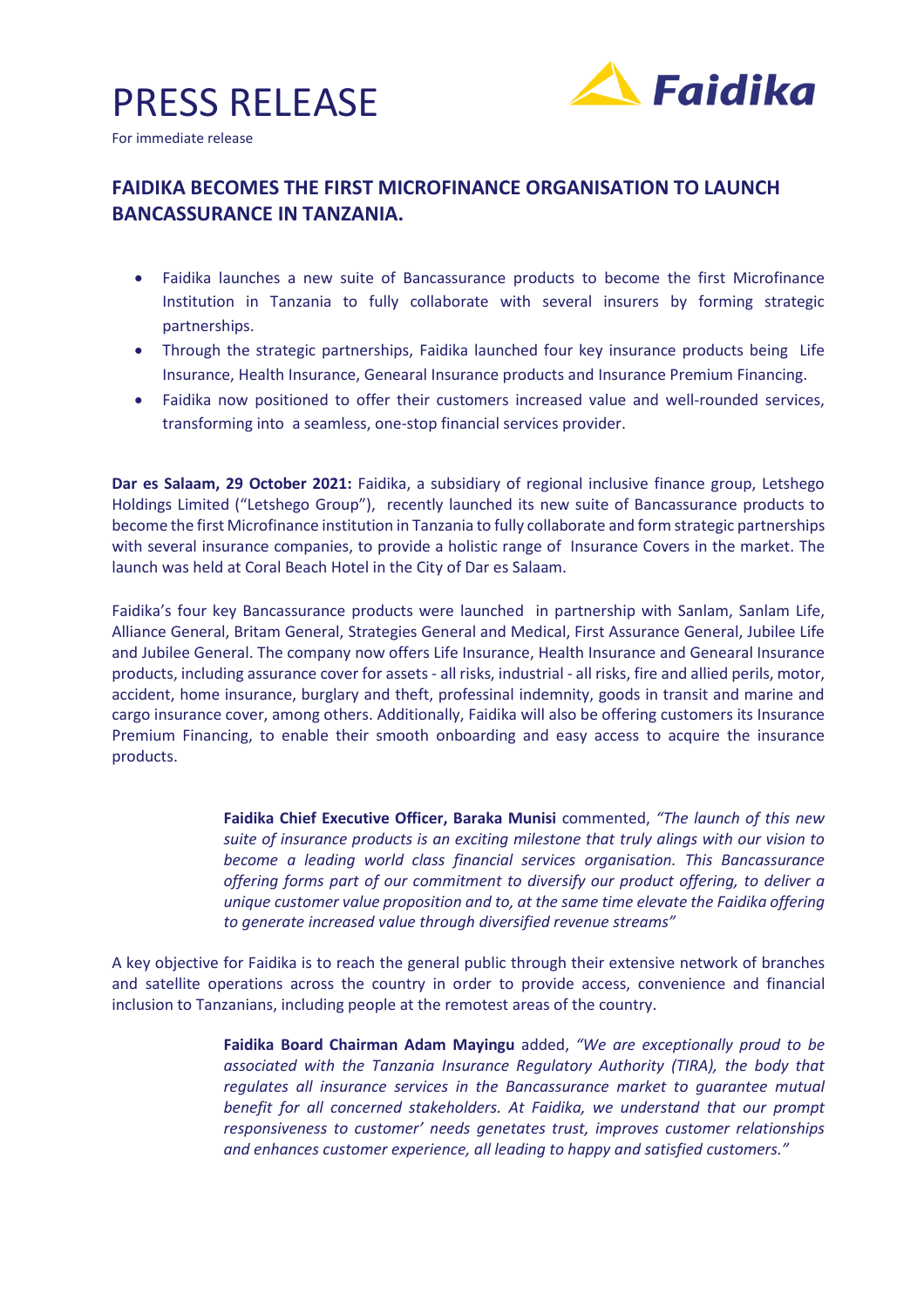# PRESS RELEASE

For immediate release

Faidika

## FAIDIKA BECOMES THE FIRST MICROFINANCE ORGANISATION TO LAUNCH BANCASSURANCE IN TANZANIA.

- Faidika launches a new suite of Bancassurance products to become the first Microfinance Institution in Tanzania to fully collaborate with several insurers by forming strategic partnerships.
- Through the strategic partnerships, Faidika launched four key insurance products being Life Insurance, Health Insurance, Genearal Insurance products and Insurance Premium Financing.
- Faidika now positioned to offer their customers increased value and well-rounded services, transforming into a seamless, one-stop financial services provider.

**Dar es Salaam, 29 October 2021:** Faidika, a subsidiary of regional inclusive finance group, Letshego Holdings Limited ("Letshego Group"), recently launched its new suite of Bancassurance products to become the first Microfinance institution in Tanzania to fully collaborate and form strategic partnerships with several insurance companies, to provide a holistic range of Insurance Covers in the market. The launch was held at Coral Beach Hotel in the City of Dar es Salaam.

Faidika's four key Bancassurance products were launched in partnership with Sanlam, Sanlam Life, Alliance General, Britam General, Strategies General and Medical, First Assurance General, Jubilee Life and Jubilee General. The company now offers Life Insurance, Health Insurance and Genearal Insurance products, including assurance cover for assets - all risks, industrial - all risks, fire and allied perils, motor, accident, home insurance, burglary and theft, professinal indemnity, goods in transit and marine and cargo insurance cover, among others. Additionally, Faidika will also be offering customers its Insurance Premium Financing, to enable their smooth onboarding and easy access to acquire the insurance products.

> **Faidika Chief Executive Officer, Baraka Munisi** commented, *"The launch of this new suite of insurance products is an exciting milestone that truly alings with our vision to become a leading world class financial services organisation. This Bancassurance offering forms part of our commitment to diversify our product offering, to deliver a unique customer value proposition and to, at the same time elevate the Faidika offering to generate increased value through diversified revenue streams"*

A key objective for Faidika is to reach the general public through their extensive network of branches and satellite operations across the country in order to provide access, convenience and financial inclusion to Tanzanians, including people at the remotest areas of the country.

> **Faidika Board Chairman Adam Mayingu** added, *"We are exceptionally proud to be associated with the Tanzania Insurance Regulatory Authority (TIRA), the body that regulates all insurance services in the Bancassurance market to guarantee mutual benefit for all concerned stakeholders. At Faidika, we understand that our prompt responsiveness to customer' needs genetates trust, improves customer relationships and enhances customer experience, all leading to happy and satisfied customers."*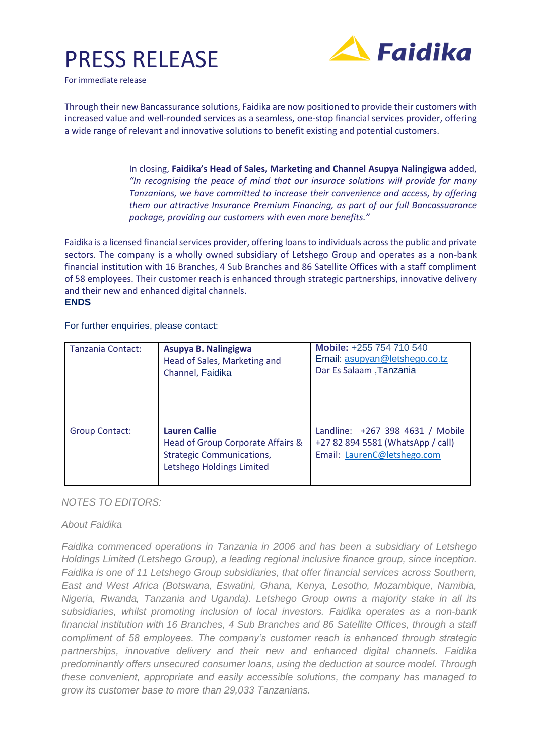# PRESS RELEASE

For immediate release

Through their new Bancassurance solutions, Faidika are now positioned to provide their customers with increased value and well-rounded services as a seamless, one-stop financial services provider, offering a wide range of relevant and innovative solutions to benefit existing and potential customers.

> In closing, **Faidika's Head of Sales, Marketing and Channel Asupya Nalingigwa** added, *"In recognising the peace of mind that our insurace solutions will provide for many Tanzanians, we have committed to increase their convenience and access, by offering them our attractive Insurance Premium Financing, as part of our full Bancassuarance package, providing our customers with even more benefits."*

Faidika is a licensed financial services provider, offering loans to individuals across the public and private sectors. The company is a wholly owned subsidiary of Letshego Group and operates as a non-bank financial institution with 16 Branches, 4 Sub Branches and 86 Satellite Offices with a staff compliment of 58 employees. Their customer reach is enhanced through strategic partnerships, innovative delivery and their new and enhanced digital channels.

**ENDS**

For further enquiries, please contact:

| Tanzania Contact: | **Asupya B. Nalingigwa**<br>Head of Sales, Marketing and Channel, Faidika | **Mobile:** +255 754 710 540<br>Email: asupyan@letshego.co.tz<br>Dar Es Salaam ,Tanzania |
|---|---|---|
| Group Contact: | **Lauren Callie**<br>Head of Group Corporate Affairs & Strategic Communications, Letshego Holdings Limited | Landline: +267 398 4631 / Mobile +27 82 894 5581 (WhatsApp / call)<br>Email: LaurenC@letshego.com |

*NOTES TO EDITORS:*

*About Faidika*

*Faidika commenced operations in Tanzania in 2006 and has been a subsidiary of Letshego Holdings Limited (Letshego Group), a leading regional inclusive finance group, since inception. Faidika is one of 11 Letshego Group subsidiaries, that offer financial services across Southern, East and West Africa (Botswana, Eswatini, Ghana, Kenya, Lesotho, Mozambique, Namibia, Nigeria, Rwanda, Tanzania and Uganda). Letshego Group owns a majority stake in all its subsidiaries, whilst promoting inclusion of local investors. Faidika operates as a non-bank financial institution with 16 Branches, 4 Sub Branches and 86 Satellite Offices, through a staff compliment of 58 employees. The company's customer reach is enhanced through strategic partnerships, innovative delivery and their new and enhanced digital channels. Faidika predominantly offers unsecured consumer loans, using the deduction at source model. Through these convenient, appropriate and easily accessible solutions, the company has managed to grow its customer base to more than 29,033 Tanzanians.*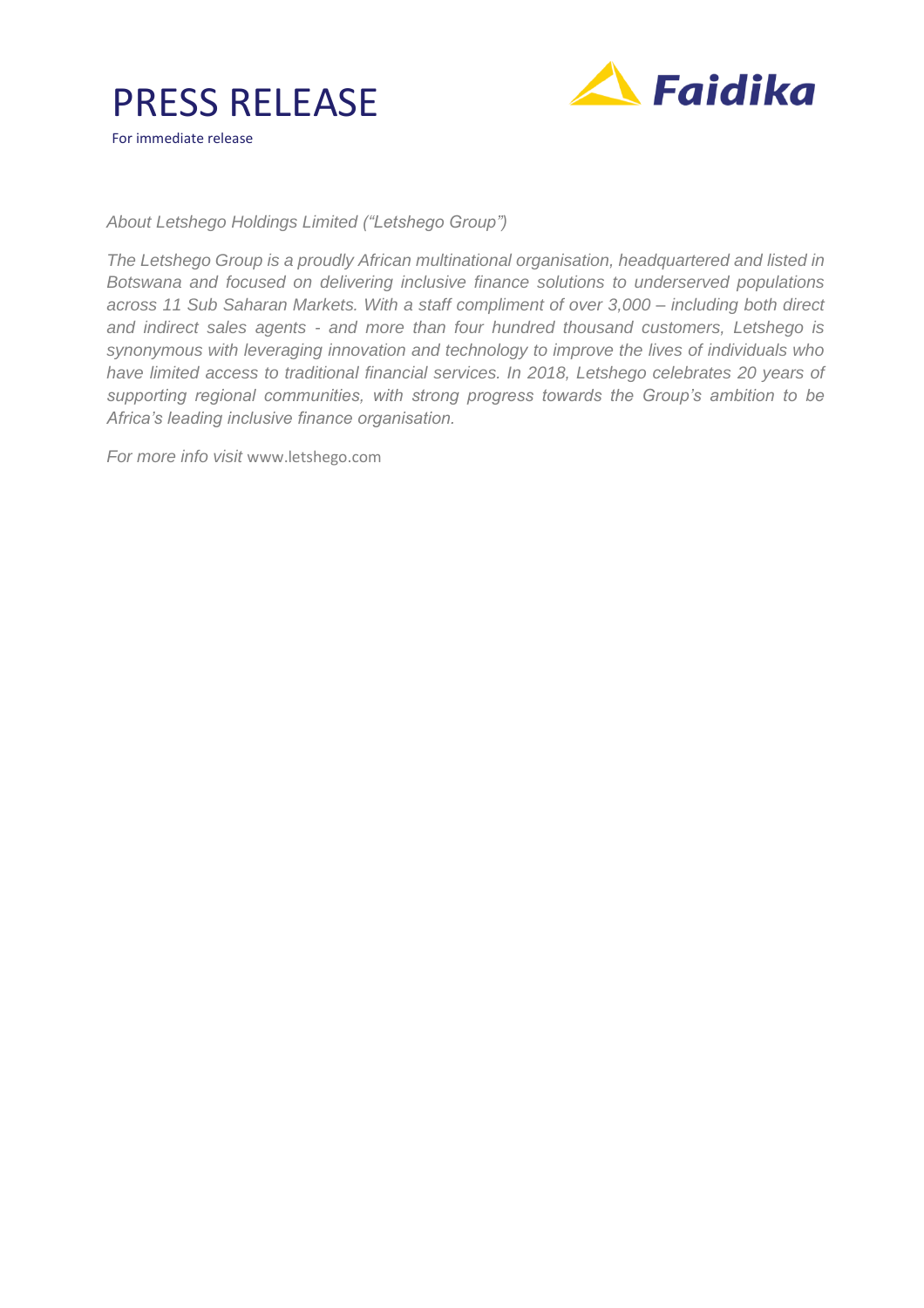# PRESS RELEASE

For immediate release

*About Letshego Holdings Limited ("Letshego Group")*

*The Letshego Group is a proudly African multinational organisation, headquartered and listed in Botswana and focused on delivering inclusive finance solutions to underserved populations across 11 Sub Saharan Markets. With a staff compliment of over 3,000 – including both direct and indirect sales agents - and more than four hundred thousand customers, Letshego is synonymous with leveraging innovation and technology to improve the lives of individuals who have limited access to traditional financial services. In 2018, Letshego celebrates 20 years of supporting regional communities, with strong progress towards the Group's ambition to be Africa's leading inclusive finance organisation.*

*For more info visit* www.letshego.com